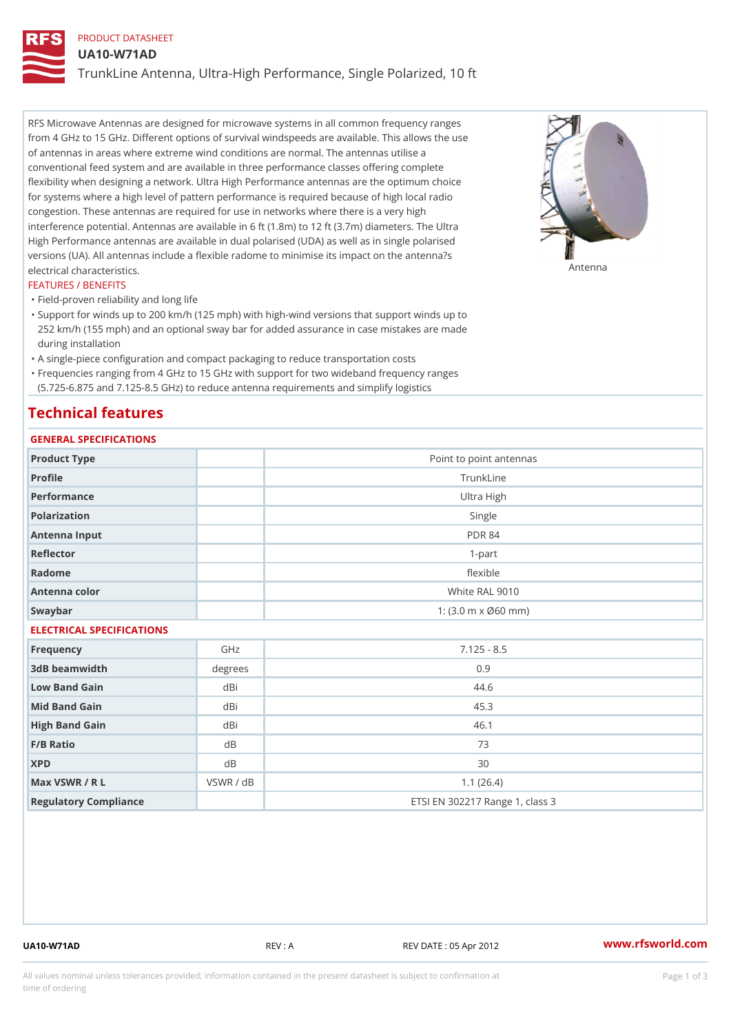PRODUCT DATASHEET

# UA10-W71AD

TrunkLine Antenna, Ultra-High Performance, Single Polarized, 10 ft

RFS Microwave Antennas are designed for microwave systems in all common frequency ranges from 4 GHz to 15 GHz. Different options of survival windspeeds are available. This allows the use of antennas in areas where extreme wind conditions are normal. The antennas utilise a conventional feed system and are available in three performance classes offering complete flexibility when designing a network. Ultra High Performance antennas are the optimum choice for systems where a high level of pattern performance is required because of high local radio congestion. These antennas are required for use in networks where there is a very high interference potential. Antennas are available in 6 ft (1.8m) to 12 ft (3.7m) diameters. The Ultra High Performance antennas are available in dual polarised (UDA) as well as in single polarised versions (UA). All antennas include a flexible radome to minimise its impact on the antenna?s electrical characteristics.

Antenna

FEATURES / BENEFITS

- Field-proven reliability and long life
- Support for winds up to 200 km/h (125 mph) with high-wind versions that support winds up to 252 km/h (155 mph) and an optional sway bar for added assurance in case mistakes are made during installation
- A single-piece configuration and compact packaging to reduce transportation costs
- Frequencies ranging from 4 GHz to 15 GHz with support for two wideband frequency ranges (5.725-6.875 and 7.125-8.5 GHz) to reduce antenna requirements and simplify logistics

## Technical features

### GENERAL SPECIFICATIONS

| | | |
|---|---|---|
| Product Type | | Point to point antennas |
| Profile | | TrunkLine |
| Performance | | Ultra High |
| Polarization | | Single |
| Antenna Input | | PDR 84 |
| Reflector | | 1-part |
| Radome | | flexible |
| Antenna color | | White RAL 9010 |
| Swaybar | | 1: (3.0 m x Ø60 mm) |

### ELECTRICAL SPECIFICATIONS

| | | |
|---|---|---|
| Frequency | GHz | 7.125 - 8.5 |
| 3dB beamwidth | degrees | 0.9 |
| Low Band Gain | dBi | 44.6 |
| Mid Band Gain | dBi | 45.3 |
| High Band Gain | dBi | 46.1 |
| F/B Ratio | dB | 73 |
| XPD | dB | 30 |
| Max VSWR / R L | VSWR / dB | 1.1 (26.4) |
| Regulatory Compliance | | ETSI EN 302217 Range 1, class 3 |

UA10-W71AD REV : A REV DATE : 05 Apr 2012 www.rfsworld.com

All values nominal unless tolerances provided; information contained in the present datasheet is subject to confirmation at time of ordering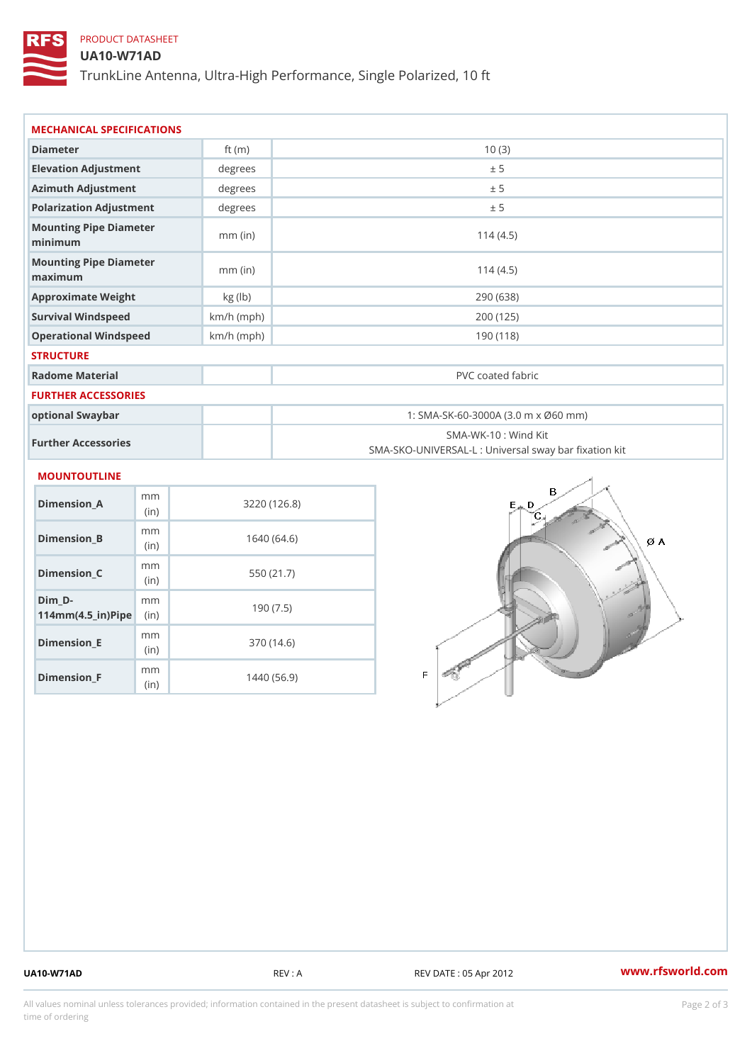PRODUCT DATASHEET

# UA10-W71AD

TrunkLine Antenna, Ultra-High Performance, Single Polarized, 10 ft

## MECHANICAL SPECIFICATIONS

| | | |
|---|---|---|
| Diameter | ft (m) | 10 (3) |
| Elevation Adjustment | degrees | ± 5 |
| Azimuth Adjustment | degrees | ± 5 |
| Polarization Adjustment | degrees | ± 5 |
| Mounting Pipe Diameter minimum | mm (in) | 114 (4.5) |
| Mounting Pipe Diameter maximum | mm (in) | 114 (4.5) |
| Approximate Weight | kg (lb) | 290 (638) |
| Survival Windspeed | km/h (mph) | 200 (125) |
| Operational Windspeed | km/h (mph) | 190 (118) |

## STRUCTURE

| | | |
|---|---|---|
| Radome Material | | PVC coated fabric |

## FURTHER ACCESSORIES

| | | |
|---|---|---|
| optional Swaybar | | 1: SMA-SK-60-3000A (3.0 m x Ø60 mm) |
| Further Accessories | | SMA-WK-10 : Wind Kit<br>SMA-SKO-UNIVERSAL-L : Universal sway bar fixation kit |

## MOUNTOUTLINE

| | | |
|---|---|---|
| Dimension_A | mm (in) | 3220 (126.8) |
| Dimension_B | mm (in) | 1640 (64.6) |
| Dimension_C | mm (in) | 550 (21.7) |
| Dim_D-114mm(4.5_in)Pipe | mm (in) | 190 (7.5) |
| Dimension_E | mm (in) | 370 (14.6) |
| Dimension_F | mm (in) | 1440 (56.9) |

UA10-W71AD | REV : A | REV DATE : 05 Apr 2012 | www.rfsworld.com

All values nominal unless tolerances provided; information contained in the present datasheet is subject to confirmation at time of ordering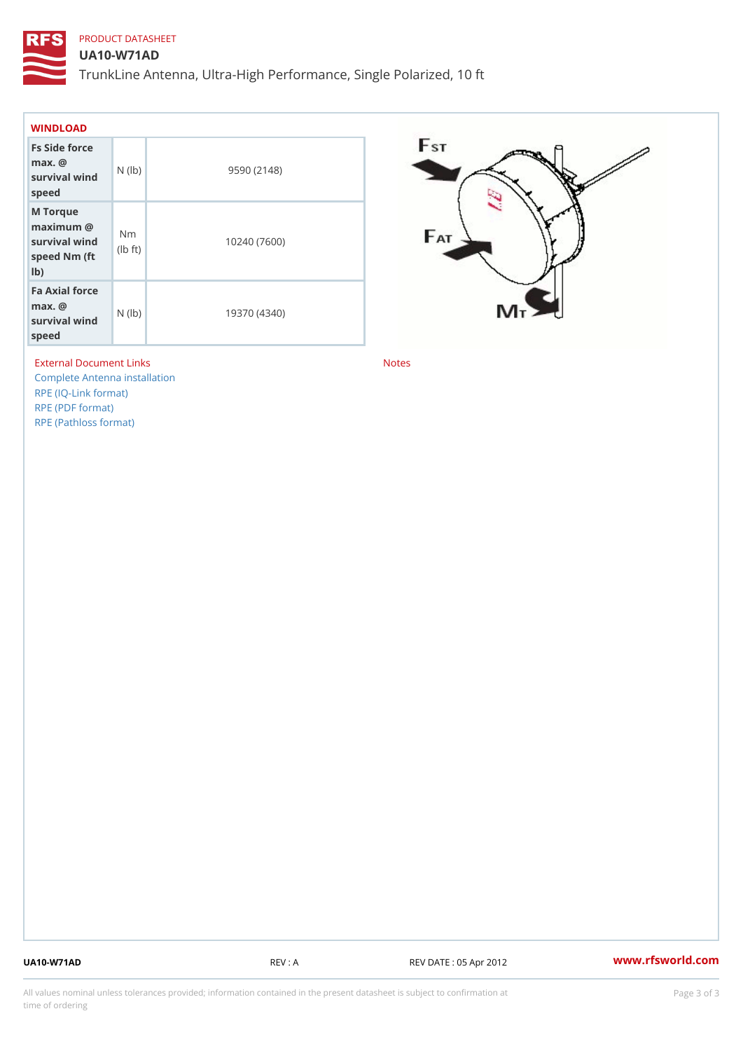PRODUCT DATASHEET

# UA10-W71AD

TrunkLine Antenna, Ultra-High Performance, Single Polarized, 10 ft

## WINDLOAD

| | | |
|---|---|---|
| Fs Side force max. @ survival wind speed | N (lb) | 9590 (2148) |
| M Torque maximum @ survival wind speed Nm (ft lb) | Nm (lb ft) | 10240 (7600) |
| Fa Axial force max. @ survival wind speed | N (lb) | 19370 (4340) |

FST

FAT

MT

### External Document Links

Complete Antenna installation

RPE (IQ-Link format)

RPE (PDF format)

RPE (Pathloss format)

### Notes

UA10-W71AD REV : A REV DATE : 05 Apr 2012 www.rfsworld.com

All values nominal unless tolerances provided; information contained in the present datasheet is subject to confirmation at time of ordering